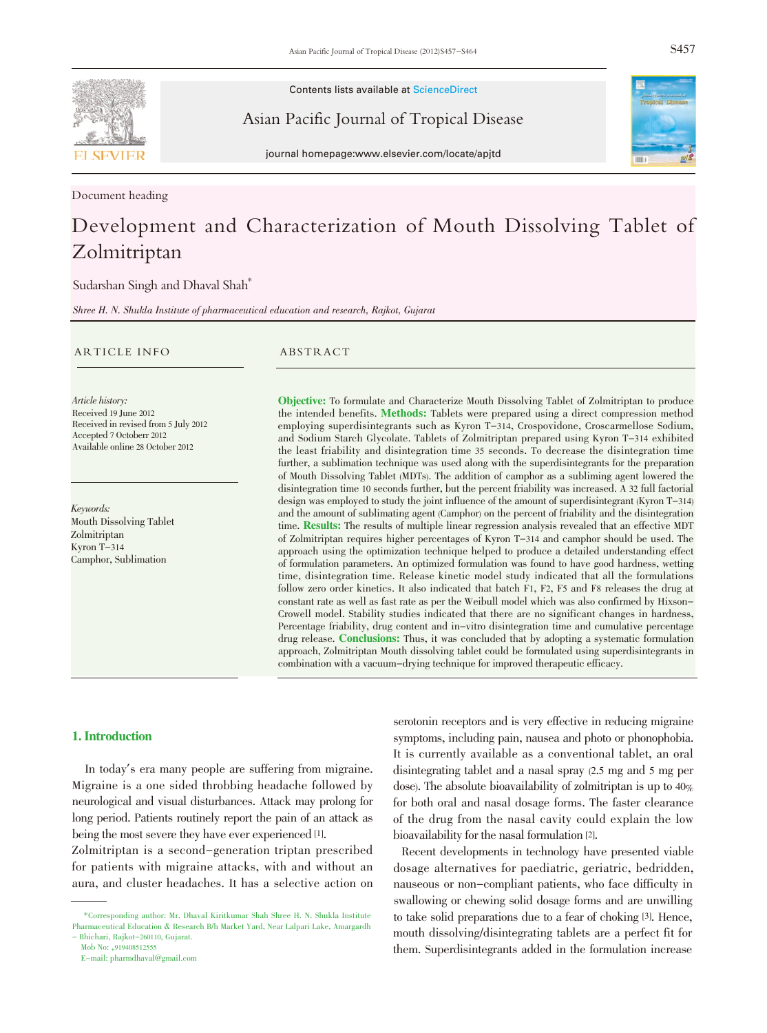Document heading

# Development and Characterization of Mouth Dissolving Tablet of Zolmitriptan

Sudarshan Singh and Dhaval Shah*

*Shree H. N. Shukla Institute of pharmaceutical education and research, Rajkot, Gujarat*

## ARTICLE INFO

*Article history:*
Received 19 June 2012
Received in revised from 5 July 2012
Accepted 7 Octoberr 2012
Available online 28 October 2012

*Keywords:*
Mouth Dissolving Tablet
Zolmitriptan
Kyron T–314
Camphor, Sublimation

## ABSTRACT

**Objective:** To formulate and Characterize Mouth Dissolving Tablet of Zolmitriptan to produce the intended benefits. **Methods:** Tablets were prepared using a direct compression method employing superdisintegrants such as Kyron T–314, Crospovidone, Croscarmellose Sodium, and Sodium Starch Glycolate. Tablets of Zolmitriptan prepared using Kyron T–314 exhibited the least friability and disintegration time 35 seconds. To decrease the disintegration time further, a sublimation technique was used along with the superdisintegrants for the preparation of Mouth Dissolving Tablet (MDTs). The addition of camphor as a subliming agent lowered the disintegration time 10 seconds further, but the percent friability was increased. A 32 full factorial design was employed to study the joint influence of the amount of superdisintegrant (Kyron T–314) and the amount of sublimating agent (Camphor) on the percent of friability and the disintegration time. **Results:** The results of multiple linear regression analysis revealed that an effective MDT of Zolmitriptan requires higher percentages of Kyron T–314 and camphor should be used. The approach using the optimization technique helped to produce a detailed understanding effect of formulation parameters. An optimized formulation was found to have good hardness, wetting time, disintegration time. Release kinetic model study indicated that all the formulations follow zero order kinetics. It also indicated that batch F1, F2, F5 and F8 releases the drug at constant rate as well as fast rate as per the Weibull model which was also confirmed by Hixson–Crowell model. Stability studies indicated that there are no significant changes in hardness, Percentage friability, drug content and in–vitro disintegration time and cumulative percentage drug release. **Conclusions:** Thus, it was concluded that by adopting a systematic formulation approach, Zolmitriptan Mouth dissolving tablet could be formulated using superdisintegrants in combination with a vacuum–drying technique for improved therapeutic efficacy.

## 1. Introduction

In today's era many people are suffering from migraine. Migraine is a one sided throbbing headache followed by neurological and visual disturbances. Attack may prolong for long period. Patients routinely report the pain of an attack as being the most severe they have ever experienced [1].

Zolmitriptan is a second–generation triptan prescribed for patients with migraine attacks, with and without an aura, and cluster headaches. It has a selective action on serotonin receptors and is very effective in reducing migraine symptoms, including pain, nausea and photo or phonophobia. It is currently available as a conventional tablet, an oral disintegrating tablet and a nasal spray (2.5 mg and 5 mg per dose). The absolute bioavailability of zolmitriptan is up to 40% for both oral and nasal dosage forms. The faster clearance of the drug from the nasal cavity could explain the low bioavailability for the nasal formulation [2].

Recent developments in technology have presented viable dosage alternatives for paediatric, geriatric, bedridden, nauseous or non–compliant patients, who face difficulty in swallowing or chewing solid dosage forms and are unwilling to take solid preparations due to a fear of choking [3]. Hence, mouth dissolving/disintegrating tablets are a perfect fit for them. Superdisintegrants added in the formulation increase

*Corresponding author: Mr. Dhaval Kiritkumar Shah Shree H. N. Shukla Institute Pharmaceutical Education & Research B/h Market Yard, Near Lalpari Lake, Amargardh – Bhichari, Rajkot–260110, Gujarat.
Mob No: ,919408512555
E–mail: pharmdhaval@gmail.com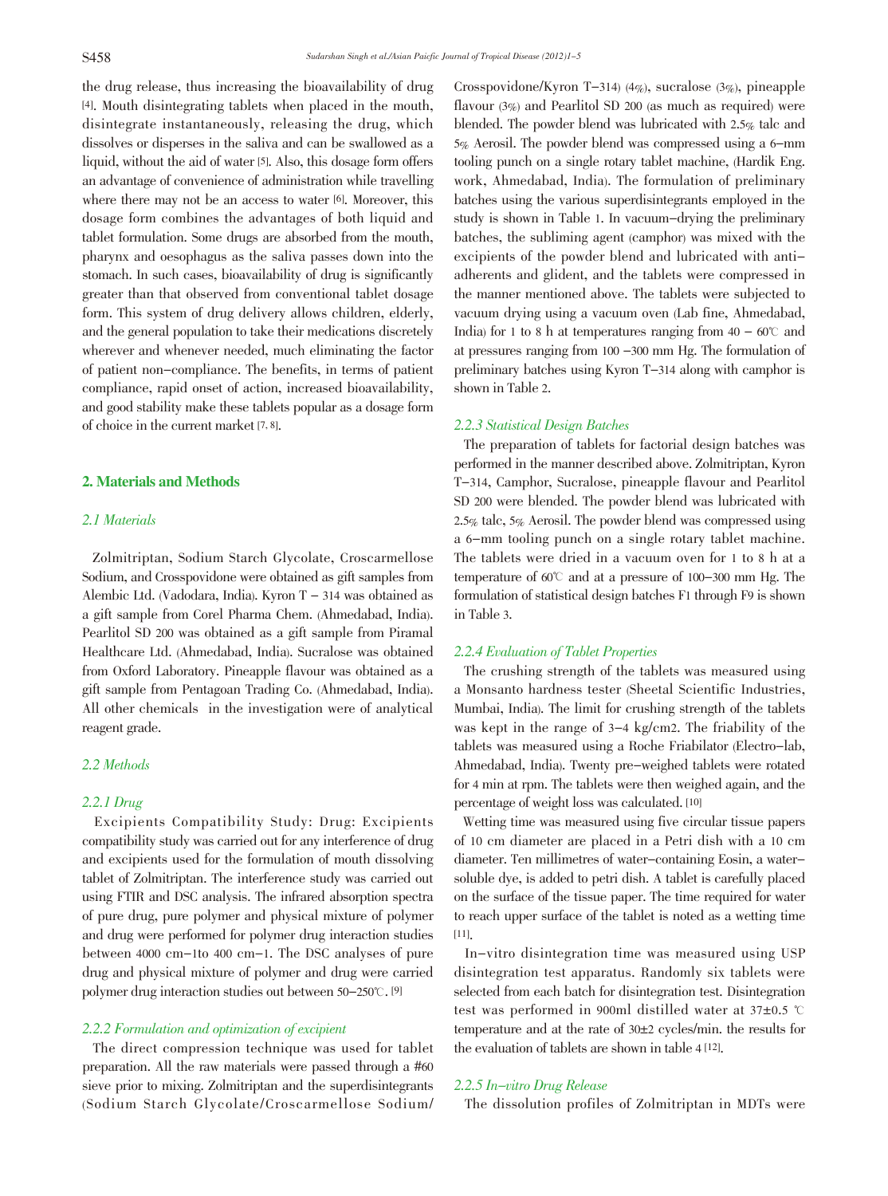the drug release, thus increasing the bioavailability of drug [4]. Mouth disintegrating tablets when placed in the mouth, disintegrate instantaneously, releasing the drug, which dissolves or disperses in the saliva and can be swallowed as a liquid, without the aid of water [5]. Also, this dosage form offers an advantage of convenience of administration while travelling where there may not be an access to water [6]. Moreover, this dosage form combines the advantages of both liquid and tablet formulation. Some drugs are absorbed from the mouth, pharynx and oesophagus as the saliva passes down into the stomach. In such cases, bioavailability of drug is significantly greater than that observed from conventional tablet dosage form. This system of drug delivery allows children, elderly, and the general population to take their medications discretely wherever and whenever needed, much eliminating the factor of patient non-compliance. The benefits, in terms of patient compliance, rapid onset of action, increased bioavailability, and good stability make these tablets popular as a dosage form of choice in the current market [7, 8].

## 2. Materials and Methods

### 2.1 Materials

Zolmitriptan, Sodium Starch Glycolate, Croscarmellose Sodium, and Crosspovidone were obtained as gift samples from Alembic Ltd. (Vadodara, India). Kyron T – 314 was obtained as a gift sample from Corel Pharma Chem. (Ahmedabad, India). Pearlitol SD 200 was obtained as a gift sample from Piramal Healthcare Ltd. (Ahmedabad, India). Sucralose was obtained from Oxford Laboratory. Pineapple flavour was obtained as a gift sample from Pentagoan Trading Co. (Ahmedabad, India). All other chemicals in the investigation were of analytical reagent grade.

### 2.2 Methods

#### 2.2.1 Drug

Excipients Compatibility Study: Drug: Excipients compatibility study was carried out for any interference of drug and excipients used for the formulation of mouth dissolving tablet of Zolmitriptan. The interference study was carried out using FTIR and DSC analysis. The infrared absorption spectra of pure drug, pure polymer and physical mixture of polymer and drug were performed for polymer drug interaction studies between 4000 cm−1to 400 cm−1. The DSC analyses of pure drug and physical mixture of polymer and drug were carried polymer drug interaction studies out between 50–250℃. [9]

#### 2.2.2 Formulation and optimization of excipient

The direct compression technique was used for tablet preparation. All the raw materials were passed through a #60 sieve prior to mixing. Zolmitriptan and the superdisintegrants (Sodium Starch Glycolate/Croscarmellose Sodium/ Crosspovidone/Kyron T–314) (4%), sucralose (3%), pineapple flavour (3%) and Pearlitol SD 200 (as much as required) were blended. The powder blend was lubricated with 2.5% talc and 5% Aerosil. The powder blend was compressed using a 6–mm tooling punch on a single rotary tablet machine, (Hardik Eng. work, Ahmedabad, India). The formulation of preliminary batches using the various superdisintegrants employed in the study is shown in Table 1. In vacuum–drying the preliminary batches, the subliming agent (camphor) was mixed with the excipients of the powder blend and lubricated with anti–adherents and glident, and the tablets were compressed in the manner mentioned above. The tablets were subjected to vacuum drying using a vacuum oven (Lab fine, Ahmedabad, India) for 1 to 8 h at temperatures ranging from 40 – 60℃ and at pressures ranging from 100 –300 mm Hg. The formulation of preliminary batches using Kyron T–314 along with camphor is shown in Table 2.

#### 2.2.3 Statistical Design Batches

The preparation of tablets for factorial design batches was performed in the manner described above. Zolmitriptan, Kyron T–314, Camphor, Sucralose, pineapple flavour and Pearlitol SD 200 were blended. The powder blend was lubricated with 2.5% talc, 5% Aerosil. The powder blend was compressed using a 6–mm tooling punch on a single rotary tablet machine. The tablets were dried in a vacuum oven for 1 to 8 h at a temperature of 60℃ and at a pressure of 100–300 mm Hg. The formulation of statistical design batches F1 through F9 is shown in Table 3.

#### 2.2.4 Evaluation of Tablet Properties

The crushing strength of the tablets was measured using a Monsanto hardness tester (Sheetal Scientific Industries, Mumbai, India). The limit for crushing strength of the tablets was kept in the range of 3–4 kg/cm2. The friability of the tablets was measured using a Roche Friabilator (Electro–lab, Ahmedabad, India). Twenty pre–weighed tablets were rotated for 4 min at rpm. The tablets were then weighed again, and the percentage of weight loss was calculated. [10]

Wetting time was measured using five circular tissue papers of 10 cm diameter are placed in a Petri dish with a 10 cm diameter. Ten millimetres of water–containing Eosin, a water–soluble dye, is added to petri dish. A tablet is carefully placed on the surface of the tissue paper. The time required for water to reach upper surface of the tablet is noted as a wetting time [11].

In–vitro disintegration time was measured using USP disintegration test apparatus. Randomly six tablets were selected from each batch for disintegration test. Disintegration test was performed in 900ml distilled water at 37±0.5 ℃ temperature and at the rate of 30±2 cycles/min. the results for the evaluation of tablets are shown in table 4 [12].

#### 2.2.5 In–vitro Drug Release

The dissolution profiles of Zolmitriptan in MDTs were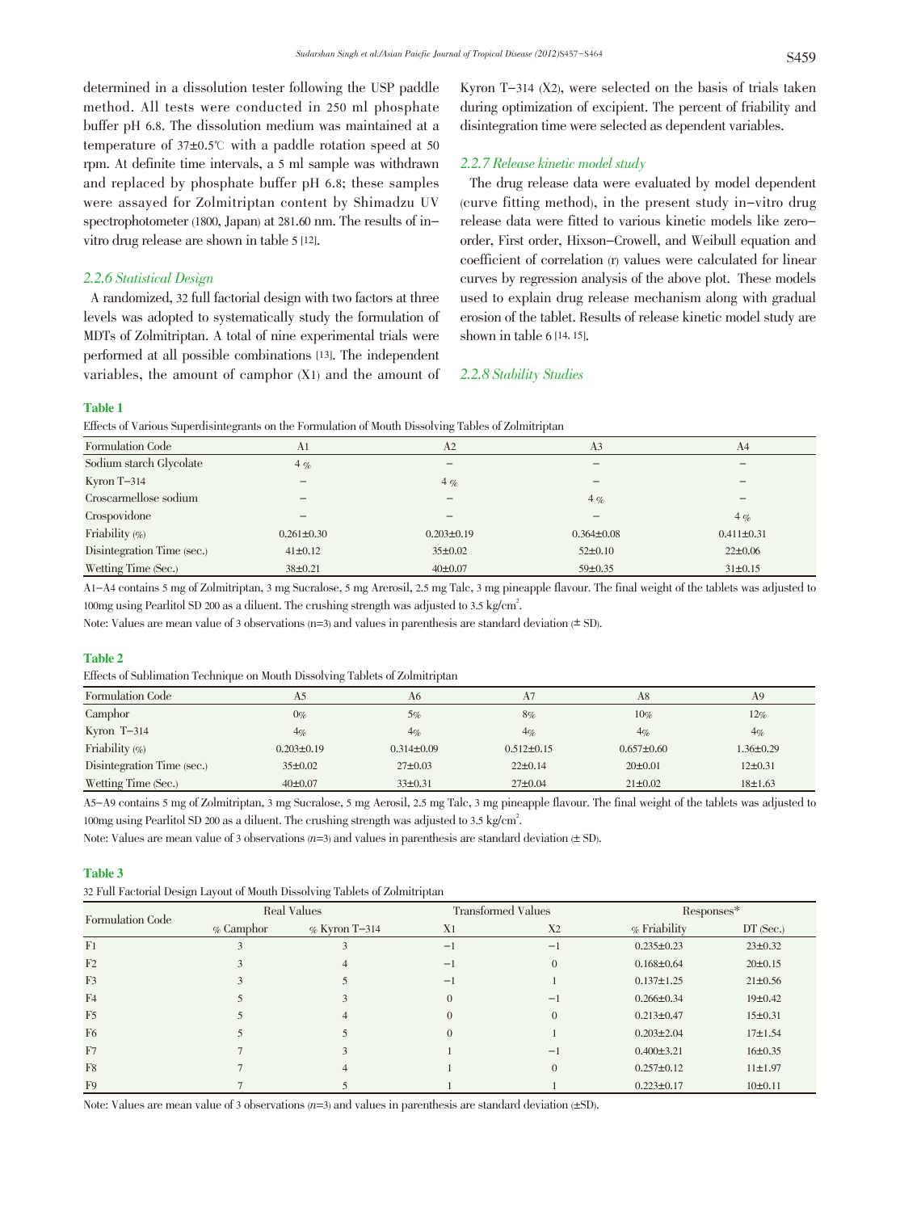determined in a dissolution tester following the USP paddle method. All tests were conducted in 250 ml phosphate buffer pH 6.8. The dissolution medium was maintained at a temperature of 37±0.5℃ with a paddle rotation speed at 50 rpm. At definite time intervals, a 5 ml sample was withdrawn and replaced by phosphate buffer pH 6.8; these samples were assayed for Zolmitriptan content by Shimadzu UV spectrophotometer (1800, Japan) at 281.60 nm. The results of in-vitro drug release are shown in table 5 [12].

### *2.2.6 Statistical Design*

A randomized, 32 full factorial design with two factors at three levels was adopted to systematically study the formulation of MDTs of Zolmitriptan. A total of nine experimental trials were performed at all possible combinations [13]. The independent variables, the amount of camphor (X1) and the amount of Kyron T-314 (X2), were selected on the basis of trials taken during optimization of excipient. The percent of friability and disintegration time were selected as dependent variables.

### *2.2.7 Release kinetic model study*

The drug release data were evaluated by model dependent (curve fitting method), in the present study in-vitro drug release data were fitted to various kinetic models like zero-order, First order, Hixson-Crowell, and Weibull equation and coefficient of correlation (r) values were calculated for linear curves by regression analysis of the above plot. These models used to explain drug release mechanism along with gradual erosion of the tablet. Results of release kinetic model study are shown in table 6 [14, 15].

### *2.2.8 Stability Studies*

**Table 1**

Effects of Various Superdisintegrants on the Formulation of Mouth Dissolving Tables of Zolmitriptan

| Formulation Code | A1 | A2 | A3 | A4 |
|---|---|---|---|---|
| Sodium starch Glycolate | 4 % | – | – | – |
| Kyron T-314 | – | 4 % | – | – |
| Croscarmellose sodium | – | – | 4 % | – |
| Crospovidone | – | – | – | 4 % |
| Friability (%) | 0.261±0.30 | 0.203±0.19 | 0.364±0.08 | 0.411±0.31 |
| Disintegration Time (sec.) | 41±0.12 | 35±0.02 | 52±0.10 | 22±0.06 |
| Wetting Time (Sec.) | 38±0.21 | 40±0.07 | 59±0.35 | 31±0.15 |

A1-A4 contains 5 mg of Zolmitriptan, 3 mg Sucralose, 5 mg Arerosil, 2.5 mg Talc, 3 mg pineapple flavour. The final weight of the tablets was adjusted to 100mg using Pearlitol SD 200 as a diluent. The crushing strength was adjusted to 3.5 kg/cm$^2$.

Note: Values are mean value of 3 observations (n=3) and values in parenthesis are standard deviation (± SD).

**Table 2**

Effects of Sublimation Technique on Mouth Dissolving Tablets of Zolmitriptan

| Formulation Code | A5 | A6 | A7 | A8 | A9 |
|---|---|---|---|---|---|
| Camphor | 0% | 5% | 8% | 10% | 12% |
| Kyron T-314 | 4% | 4% | 4% | 4% | 4% |
| Friability (%) | 0.203±0.19 | 0.314±0.09 | 0.512±0.15 | 0.657±0.60 | 1.36±0.29 |
| Disintegration Time (sec.) | 35±0.02 | 27±0.03 | 22±0.14 | 20±0.01 | 12±0.31 |
| Wetting Time (Sec.) | 40±0.07 | 33±0.31 | 27±0.04 | 21±0.02 | 18±1.63 |

A5-A9 contains 5 mg of Zolmitriptan, 3 mg Sucralose, 5 mg Aerosil, 2.5 mg Talc, 3 mg pineapple flavour. The final weight of the tablets was adjusted to 100mg using Pearlitol SD 200 as a diluent. The crushing strength was adjusted to 3.5 kg/cm$^2$.

Note: Values are mean value of 3 observations ($n$=3) and values in parenthesis are standard deviation (± SD).

**Table 3**

32 Full Factorial Design Layout of Mouth Dissolving Tablets of Zolmitriptan

| Formulation Code | Real Values | | Transformed Values | | Responses* | |
|---|---|---|---|---|---|---|
| | % Camphor | % Kyron T-314 | X1 | X2 | % Friability | DT (Sec.) |
| F1 | 3 | 3 | −1 | −1 | 0.235±0.23 | 23±0.32 |
| F2 | 3 | 4 | −1 | 0 | 0.168±0.64 | 20±0.15 |
| F3 | 3 | 5 | −1 | 1 | 0.137±1.25 | 21±0.56 |
| F4 | 5 | 3 | 0 | −1 | 0.266±0.34 | 19±0.42 |
| F5 | 5 | 4 | 0 | 0 | 0.213±0.47 | 15±0.31 |
| F6 | 5 | 5 | 0 | 1 | 0.203±2.04 | 17±1.54 |
| F7 | 7 | 3 | 1 | −1 | 0.400±3.21 | 16±0.35 |
| F8 | 7 | 4 | 1 | 0 | 0.257±0.12 | 11±1.97 |
| F9 | 7 | 5 | 1 | 1 | 0.223±0.17 | 10±0.11 |

Note: Values are mean value of 3 observations ($n$=3) and values in parenthesis are standard deviation (±SD).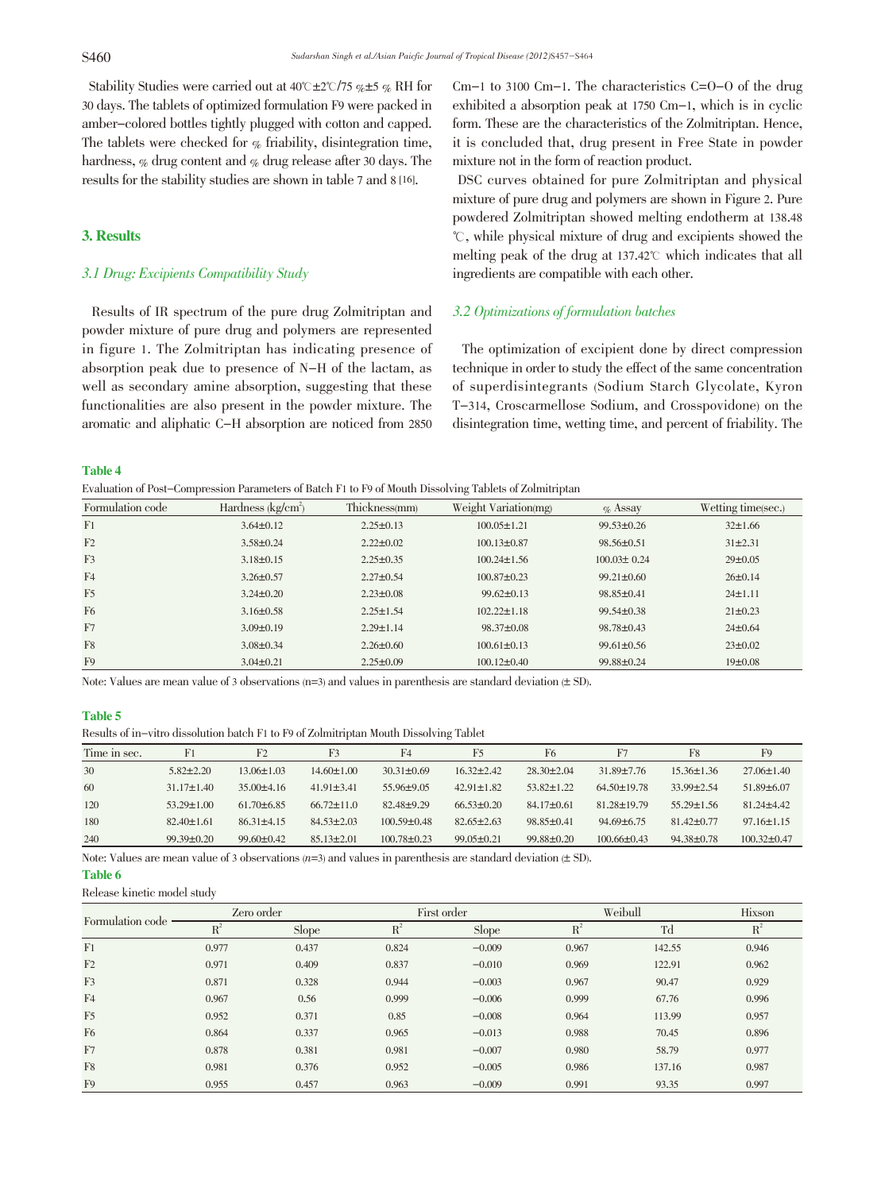Stability Studies were carried out at 40℃±2℃/75 %±5 % RH for 30 days. The tablets of optimized formulation F9 were packed in amber-colored bottles tightly plugged with cotton and capped. The tablets were checked for % friability, disintegration time, hardness, % drug content and % drug release after 30 days. The results for the stability studies are shown in table 7 and 8 [16].

## 3. Results

### 3.1 Drug: Excipients Compatibility Study

Results of IR spectrum of the pure drug Zolmitriptan and powder mixture of pure drug and polymers are represented in figure 1. The Zolmitriptan has indicating presence of absorption peak due to presence of N-H of the lactam, as well as secondary amine absorption, suggesting that these functionalities are also present in the powder mixture. The aromatic and aliphatic C-H absorption are noticed from 2850 Cm−1 to 3100 Cm−1. The characteristics C=O-O of the drug exhibited a absorption peak at 1750 Cm−1, which is in cyclic form. These are the characteristics of the Zolmitriptan. Hence, it is concluded that, drug present in Free State in powder mixture not in the form of reaction product.

DSC curves obtained for pure Zolmitriptan and physical mixture of pure drug and polymers are shown in Figure 2. Pure powdered Zolmitriptan showed melting endotherm at 138.48 ℃, while physical mixture of drug and excipients showed the melting peak of the drug at 137.42℃ which indicates that all ingredients are compatible with each other.

### 3.2 Optimizations of formulation batches

The optimization of excipient done by direct compression technique in order to study the effect of the same concentration of superdisintegrants (Sodium Starch Glycolate, Kyron T-314, Croscarmellose Sodium, and Crosspovidone) on the disintegration time, wetting time, and percent of friability. The

**Table 4**

Evaluation of Post-Compression Parameters of Batch F1 to F9 of Mouth Dissolving Tablets of Zolmitriptan

| Formulation code | Hardness ($kg/cm^2$) | Thickness(mm) | Weight Variation(mg) | % Assay | Wetting time(sec.) |
|---|---|---|---|---|---|
| F1 | 3.64±0.12 | 2.25±0.13 | 100.05±1.21 | 99.53±0.26 | 32±1.66 |
| F2 | 3.58±0.24 | 2.22±0.02 | 100.13±0.87 | 98.56±0.51 | 31±2.31 |
| F3 | 3.18±0.15 | 2.25±0.35 | 100.24±1.56 | 100.03± 0.24 | 29±0.05 |
| F4 | 3.26±0.57 | 2.27±0.54 | 100.87±0.23 | 99.21±0.60 | 26±0.14 |
| F5 | 3.24±0.20 | 2.23±0.08 | 99.62±0.13 | 98.85±0.41 | 24±1.11 |
| F6 | 3.16±0.58 | 2.25±1.54 | 102.22±1.18 | 99.54±0.38 | 21±0.23 |
| F7 | 3.09±0.19 | 2.29±1.14 | 98.37±0.08 | 98.78±0.43 | 24±0.64 |
| F8 | 3.08±0.34 | 2.26±0.60 | 100.61±0.13 | 99.61±0.56 | 23±0.02 |
| F9 | 3.04±0.21 | 2.25±0.09 | 100.12±0.40 | 99.88±0.24 | 19±0.08 |

Note: Values are mean value of 3 observations (n=3) and values in parenthesis are standard deviation (± SD).

**Table 5**

Results of in-vitro dissolution batch F1 to F9 of Zolmitriptan Mouth Dissolving Tablet

| Time in sec. | F1 | F2 | F3 | F4 | F5 | F6 | F7 | F8 | F9 |
|---|---|---|---|---|---|---|---|---|---|
| 30 | 5.82±2.20 | 13.06±1.03 | 14.60±1.00 | 30.31±0.69 | 16.32±2.42 | 28.30±2.04 | 31.89±7.76 | 15.36±1.36 | 27.06±1.40 |
| 60 | 31.17±1.40 | 35.00±4.16 | 41.91±3.41 | 55.96±9.05 | 42.91±1.82 | 53.82±1.22 | 64.50±19.78 | 33.99±2.54 | 51.89±6.07 |
| 120 | 53.29±1.00 | 61.70±6.85 | 66.72±11.0 | 82.48±9.29 | 66.53±0.20 | 84.17±0.61 | 81.28±19.79 | 55.29±1.56 | 81.24±4.42 |
| 180 | 82.40±1.61 | 86.31±4.15 | 84.53±2.03 | 100.59±0.48 | 82.65±2.63 | 98.85±0.41 | 94.69±6.75 | 81.42±0.77 | 97.16±1.15 |
| 240 | 99.39±0.20 | 99.60±0.42 | 85.13±2.01 | 100.78±0.23 | 99.05±0.21 | 99.88±0.20 | 100.66±0.43 | 94.38±0.78 | 100.32±0.47 |

Note: Values are mean value of 3 observations (*n*=3) and values in parenthesis are standard deviation (± SD).

**Table 6**

Release kinetic model study

| Formulation code | Zero order | | First order | | Weibull | | Hixson |
|---|---|---|---|---|---|---|---|
| | $R^2$ | Slope | $R^2$ | Slope | $R^2$ | Td | $R^2$ |
| F1 | 0.977 | 0.437 | 0.824 | −0.009 | 0.967 | 142.55 | 0.946 |
| F2 | 0.971 | 0.409 | 0.837 | −0.010 | 0.969 | 122.91 | 0.962 |
| F3 | 0.871 | 0.328 | 0.944 | −0.003 | 0.967 | 90.47 | 0.929 |
| F4 | 0.967 | 0.56 | 0.999 | −0.006 | 0.999 | 67.76 | 0.996 |
| F5 | 0.952 | 0.371 | 0.85 | −0.008 | 0.964 | 113.99 | 0.957 |
| F6 | 0.864 | 0.337 | 0.965 | −0.013 | 0.988 | 70.45 | 0.896 |
| F7 | 0.878 | 0.381 | 0.981 | −0.007 | 0.980 | 58.79 | 0.977 |
| F8 | 0.981 | 0.376 | 0.952 | −0.005 | 0.986 | 137.16 | 0.987 |
| F9 | 0.955 | 0.457 | 0.963 | −0.009 | 0.991 | 93.35 | 0.997 |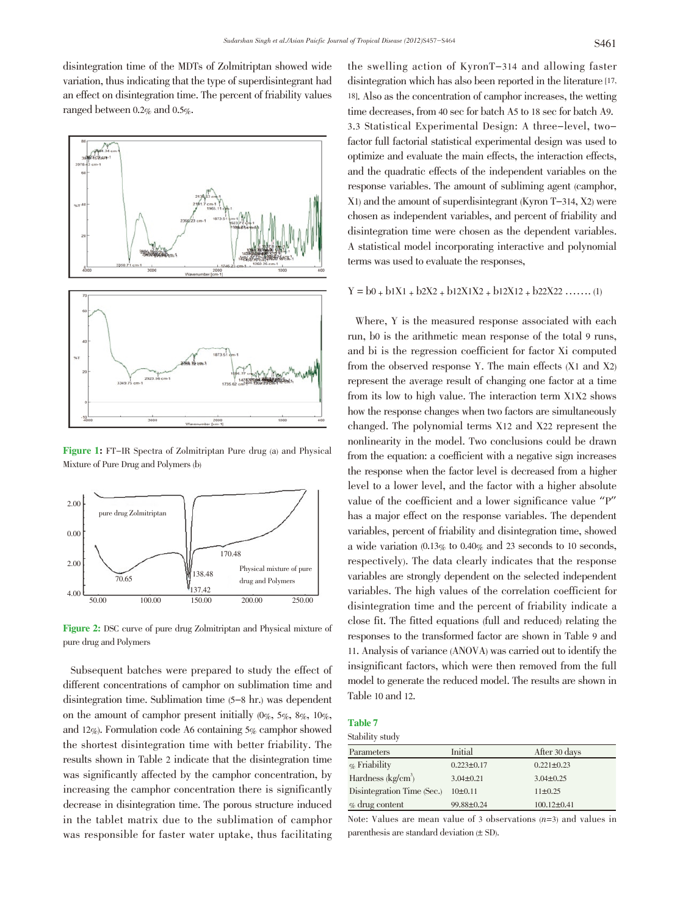disintegration time of the MDTs of Zolmitriptan showed wide variation, thus indicating that the type of superdisintegrant had an effect on disintegration time. The percent of friability values ranged between 0.2% and 0.5%.

**Figure 1:** FT–IR Spectra of Zolmitriptan Pure drug (a) and Physical Mixture of Pure Drug and Polymers (b)

**Figure 2:** DSC curve of pure drug Zolmitriptan and Physical mixture of pure drug and Polymers

Subsequent batches were prepared to study the effect of different concentrations of camphor on sublimation time and disintegration time. Sublimation time (5–8 hr.) was dependent on the amount of camphor present initially (0%, 5%, 8%, 10%, and 12%). Formulation code A6 containing 5% camphor showed the shortest disintegration time with better friability. The results shown in Table 2 indicate that the disintegration time was significantly affected by the camphor concentration, by increasing the camphor concentration there is significantly decrease in disintegration time. The porous structure induced in the tablet matrix due to the sublimation of camphor was responsible for faster water uptake, thus facilitating the swelling action of KyronT–314 and allowing faster disintegration which has also been reported in the literature [17, 18]. Also as the concentration of camphor increases, the wetting time decreases, from 40 sec for batch A5 to 18 sec for batch A9.

3.3 Statistical Experimental Design: A three–level, two–factor full factorial statistical experimental design was used to optimize and evaluate the main effects, the interaction effects, and the quadratic effects of the independent variables on the response variables. The amount of subliming agent (camphor, $X_1$) and the amount of superdisintegrant (Kyron T–314, $X_2$) were chosen as independent variables, and percent of friability and disintegration time were chosen as the dependent variables. A statistical model incorporating interactive and polynomial terms was used to evaluate the responses,

$$Y = b_0 + b_1X_1 + b_2X_2 + b_{12}X_1X_2 + b_{12}X_{12} + b_{22}X_{22} \ldots\ldots (1)$$

Where, Y is the measured response associated with each run, $b_0$ is the arithmetic mean response of the total 9 runs, and $b_i$ is the regression coefficient for factor $X_i$ computed from the observed response Y. The main effects ($X_1$ and $X_2$) represent the average result of changing one factor at a time from its low to high value. The interaction term $X_1X_2$ shows how the response changes when two factors are simultaneously changed. The polynomial terms $X_{12}$ and $X_{22}$ represent the nonlinearity in the model. Two conclusions could be drawn from the equation: a coefficient with a negative sign increases the response when the factor level is decreased from a higher level to a lower level, and the factor with a higher absolute value of the coefficient and a lower significance value "P" has a major effect on the response variables. The dependent variables, percent of friability and disintegration time, showed a wide variation (0.13% to 0.40% and 23 seconds to 10 seconds, respectively). The data clearly indicates that the response variables are strongly dependent on the selected independent variables. The high values of the correlation coefficient for disintegration time and the percent of friability indicate a close fit. The fitted equations (full and reduced) relating the responses to the transformed factor are shown in Table 9 and 11. Analysis of variance (ANOVA) was carried out to identify the insignificant factors, which were then removed from the full model to generate the reduced model. The results are shown in Table 10 and 12.

**Table 7**

Stability study

| Parameters | Initial | After 30 days |
|---|---|---|
| % Friability | 0.223±0.17 | 0.221±0.23 |
| Hardness (kg/cm$^3$) | 3.04±0.21 | 3.04±0.25 |
| Disintegration Time (Sec.) | 10±0.11 | 11±0.25 |
| % drug content | 99.88±0.24 | 100.12±0.41 |

Note: Values are mean value of 3 observations ($n$=3) and values in parenthesis are standard deviation (± SD).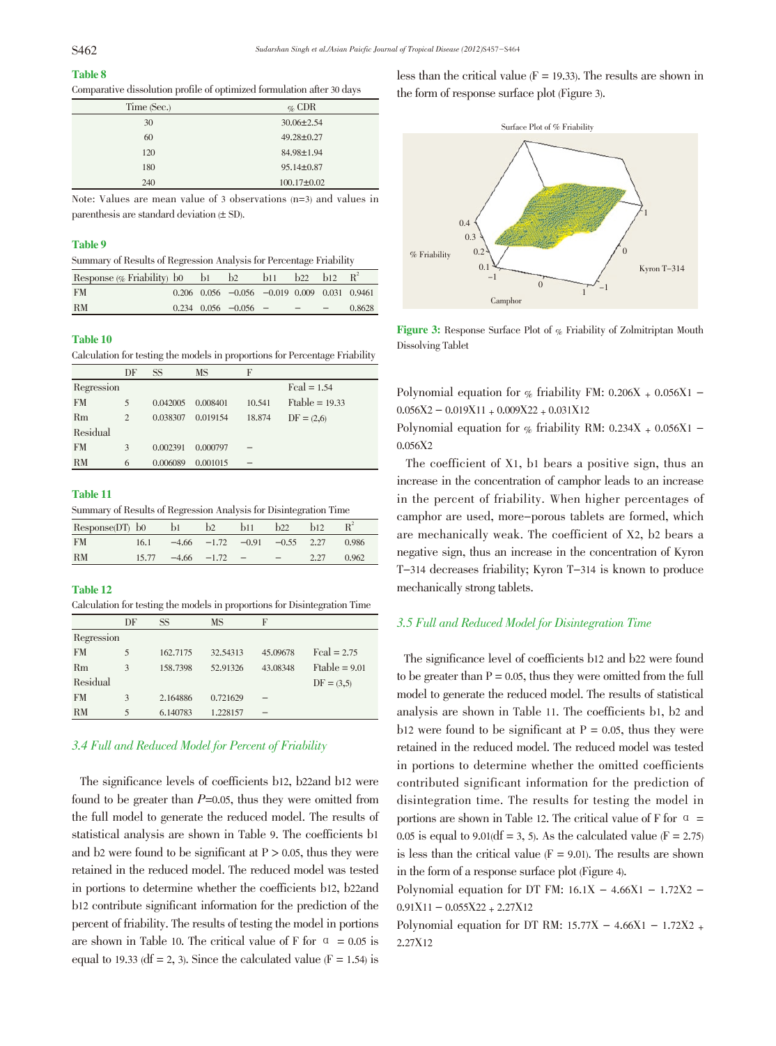**Table 8**

Comparative dissolution profile of optimized formulation after 30 days

| Time (Sec.) | % CDR |
|---|---|
| 30 | 30.06±2.54 |
| 60 | 49.28±0.27 |
| 120 | 84.98±1.94 |
| 180 | 95.14±0.87 |
| 240 | 100.17±0.02 |

Note: Values are mean value of 3 observations (n=3) and values in parenthesis are standard deviation (± SD).

**Table 9**

Summary of Results of Regression Analysis for Percentage Friability

| Response (% Friability) | b0 | b1 | b2 | b11 | b22 | b12 | $R^2$ |
|---|---|---|---|---|---|---|---|
| FM | 0.206 | 0.056 | −0.056 | −0.019 | 0.009 | 0.031 | 0.9461 |
| RM | 0.234 | 0.056 | −0.056 | – | – | – | 0.8628 |

**Table 10**

Calculation for testing the models in proportions for Percentage Friability

| | DF | SS | MS | F | |
|---|---|---|---|---|---|
| Regression | | | | | Fcal = 1.54 |
| FM | 5 | 0.042005 | 0.008401 | 10.541 | Ftable = 19.33 |
| Rm | 2 | 0.038307 | 0.019154 | 18.874 | DF = (2,6) |
| Residual | | | | | |
| FM | 3 | 0.002391 | 0.000797 | – | |
| RM | 6 | 0.006089 | 0.001015 | – | |

**Table 11**

Summary of Results of Regression Analysis for Disintegration Time

| Response(DT) | b0 | b1 | b2 | b11 | b22 | b12 | $R^2$ |
|---|---|---|---|---|---|---|---|
| FM | 16.1 | −4.66 | −1.72 | −0.91 | −0.55 | 2.27 | 0.986 |
| RM | 15.77 | −4.66 | −1.72 | – | – | 2.27 | 0.962 |

**Table 12**

Calculation for testing the models in proportions for Disintegration Time

| | DF | SS | MS | F | |
|---|---|---|---|---|---|
| Regression | | | | | |
| FM | 5 | 162.7175 | 32.54313 | 45.09678 | Fcal = 2.75 |
| Rm | 3 | 158.7398 | 52.91326 | 43.08348 | Ftable = 9.01 |
| Residual | | | | | DF = (3,5) |
| FM | 3 | 2.164886 | 0.721629 | – | |
| RM | 5 | 6.140783 | 1.228157 | – | |

### *3.4 Full and Reduced Model for Percent of Friability*

The significance levels of coefficients b12, b22and b12 were found to be greater than *P*=0.05, thus they were omitted from the full model to generate the reduced model. The results of statistical analysis are shown in Table 9. The coefficients b1 and b2 were found to be significant at $P > 0.05$, thus they were retained in the reduced model. The reduced model was tested in portions to determine whether the coefficients b12, b22and b12 contribute significant information for the prediction of the percent of friability. The results of testing the model in portions are shown in Table 10. The critical value of F for $\alpha = 0.05$ is equal to 19.33 (df = 2, 3). Since the calculated value (F = 1.54) is less than the critical value (F = 19.33). The results are shown in the form of response surface plot (Figure 3).

**Figure 3:** Response Surface Plot of % Friability of Zolmitriptan Mouth Dissolving Tablet

Polynomial equation for % friability FM: $0.206X + 0.056X1 - 0.056X2 - 0.019X11 + 0.009X22 + 0.031X12$

Polynomial equation for % friability RM: $0.234X + 0.056X1 - 0.056X2$

The coefficient of X1, b1 bears a positive sign, thus an increase in the concentration of camphor leads to an increase in the percent of friability. When higher percentages of camphor are used, more-porous tablets are formed, which are mechanically weak. The coefficient of X2, b2 bears a negative sign, thus an increase in the concentration of Kyron T-314 decreases friability; Kyron T-314 is known to produce mechanically strong tablets.

### *3.5 Full and Reduced Model for Disintegration Time*

The significance level of coefficients b12 and b22 were found to be greater than $P = 0.05$, thus they were omitted from the full model to generate the reduced model. The results of statistical analysis are shown in Table 11. The coefficients b1, b2 and b12 were found to be significant at $P = 0.05$, thus they were retained in the reduced model. The reduced model was tested in portions to determine whether the omitted coefficients contributed significant information for the prediction of disintegration time. The results for testing the model in portions are shown in Table 12. The critical value of F for $\alpha = 0.05$ is equal to 9.01(df = 3, 5). As the calculated value (F = 2.75) is less than the critical value (F = 9.01). The results are shown in the form of a response surface plot (Figure 4).

Polynomial equation for DT FM: $16.1X - 4.66X1 - 1.72X2 - 0.91X11 - 0.055X22 + 2.27X12$

Polynomial equation for DT RM: $15.77X - 4.66X1 - 1.72X2 + 2.27X12$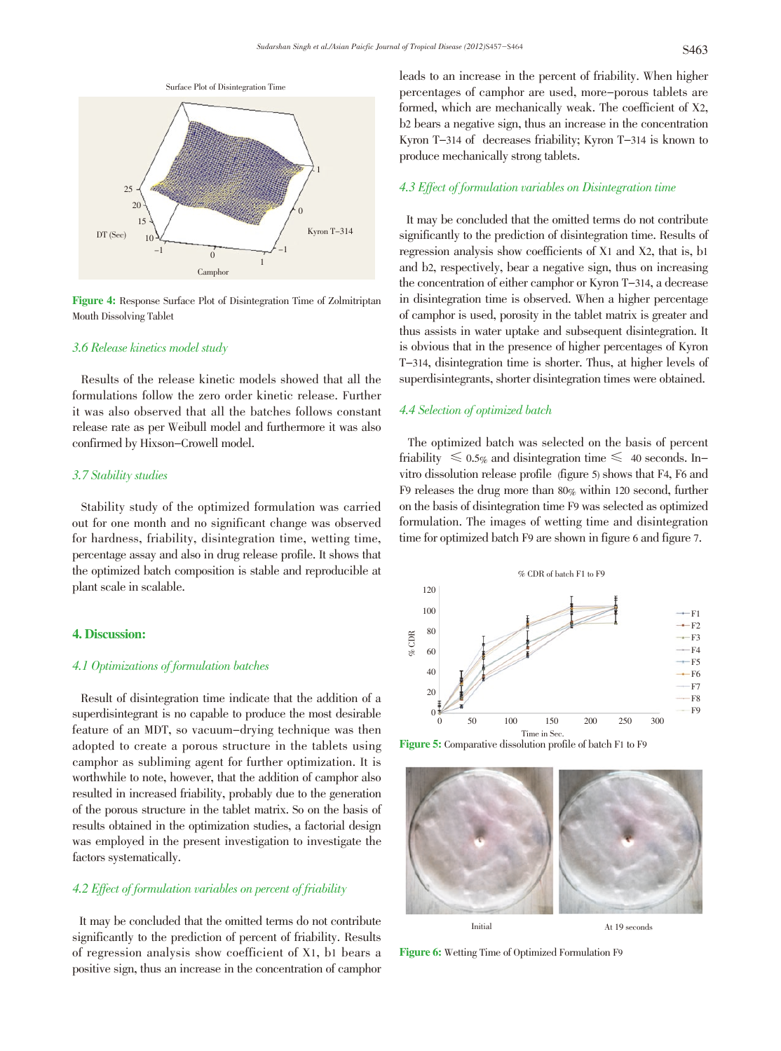Figure 4: Response Surface Plot of Disintegration Time of Zolmitriptan Mouth Dissolving Tablet

### 3.6 Release kinetics model study

Results of the release kinetic models showed that all the formulations follow the zero order kinetic release. Further it was also observed that all the batches follows constant release rate as per Weibull model and furthermore it was also confirmed by Hixson–Crowell model.

### 3.7 Stability studies

Stability study of the optimized formulation was carried out for one month and no significant change was observed for hardness, friability, disintegration time, wetting time, percentage assay and also in drug release profile. It shows that the optimized batch composition is stable and reproducible at plant scale in scalable.

## 4. Discussion:

### 4.1 Optimizations of formulation batches

Result of disintegration time indicate that the addition of a superdisintegrant is no capable to produce the most desirable feature of an MDT, so vacuum–drying technique was then adopted to create a porous structure in the tablets using camphor as subliming agent for further optimization. It is worthwhile to note, however, that the addition of camphor also resulted in increased friability, probably due to the generation of the porous structure in the tablet matrix. So on the basis of results obtained in the optimization studies, a factorial design was employed in the present investigation to investigate the factors systematically.

### 4.2 Effect of formulation variables on percent of friability

It may be concluded that the omitted terms do not contribute significantly to the prediction of percent of friability. Results of regression analysis show coefficient of $X_1$, $b_1$ bears a positive sign, thus an increase in the concentration of camphor leads to an increase in the percent of friability. When higher percentages of camphor are used, more–porous tablets are formed, which are mechanically weak. The coefficient of $X_2$, $b_2$ bears a negative sign, thus an increase in the concentration Kyron T–314 of decreases friability; Kyron T–314 is known to produce mechanically strong tablets.

### 4.3 Effect of formulation variables on Disintegration time

It may be concluded that the omitted terms do not contribute significantly to the prediction of disintegration time. Results of regression analysis show coefficients of $X_1$ and $X_2$, that is, $b_1$ and $b_2$, respectively, bear a negative sign, thus on increasing the concentration of either camphor or Kyron T–314, a decrease in disintegration time is observed. When a higher percentage of camphor is used, porosity in the tablet matrix is greater and thus assists in water uptake and subsequent disintegration. It is obvious that in the presence of higher percentages of Kyron T–314, disintegration time is shorter. Thus, at higher levels of superdisintegrants, shorter disintegration times were obtained.

### 4.4 Selection of optimized batch

The optimized batch was selected on the basis of percent friability $\leq$ 0.5% and disintegration time $\leq$ 40 seconds. In–vitro dissolution release profile (figure 5) shows that F4, F6 and F9 releases the drug more than 80% within 120 second, further on the basis of disintegration time F9 was selected as optimized formulation. The images of wetting time and disintegration time for optimized batch F9 are shown in figure 6 and figure 7.

Figure 5: Comparative dissolution profile of batch F1 to F9

Figure 6: Wetting Time of Optimized Formulation F9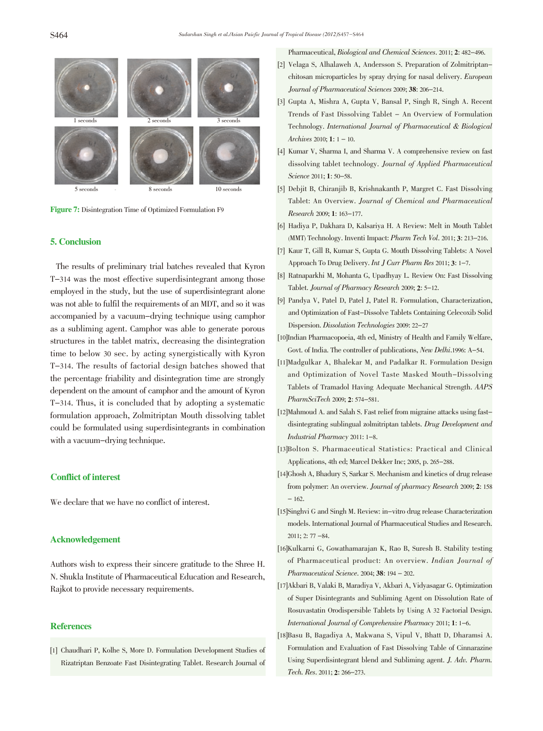1 seconds
2 seconds
3 seconds
5 seconds
8 seconds
10 seconds

**Figure 7:** Disintegration Time of Optimized Formulation F9

## 5. Conclusion

The results of preliminary trial batches revealed that Kyron T-314 was the most effective superdisintegrant among those employed in the study, but the use of superdisintegrant alone was not able to fulfil the requirements of an MDT, and so it was accompanied by a vacuum-drying technique using camphor as a subliming agent. Camphor was able to generate porous structures in the tablet matrix, decreasing the disintegration time to below 30 sec. by acting synergistically with Kyron T-314. The results of factorial design batches showed that the percentage friability and disintegration time are strongly dependent on the amount of camphor and the amount of Kyron T-314. Thus, it is concluded that by adopting a systematic formulation approach, Zolmitriptan Mouth dissolving tablet could be formulated using superdisintegrants in combination with a vacuum-drying technique.

## Conflict of interest

We declare that we have no conflict of interest.

## Acknowledgement

Authors wish to express their sincere gratitude to the Shree H. N. Shukla Institute of Pharmaceutical Education and Research, Rajkot to provide necessary requirements.

## References

[1] Chaudhari P, Kolhe S, More D. Formulation Development Studies of Rizatriptan Benzoate Fast Disintegrating Tablet. Research Journal of Pharmaceutical, *Biological and Chemical Sciences*. 2011; **2**: 482-496.

[2] Velaga S, Alhalaweh A, Andersson S. Preparation of Zolmitriptan-chitosan microparticles by spray drying for nasal delivery. *European Journal of Pharmaceutical Sciences* 2009; **38**: 206-214.

[3] Gupta A, Mishra A, Gupta V, Bansal P, Singh R, Singh A. Recent Trends of Fast Dissolving Tablet – An Overview of Formulation Technology. *International Journal of Pharmaceutical & Biological Archives* 2010; **1**: 1 – 10.

[4] Kumar V, Sharma I, and Sharma V. A comprehensive review on fast dissolving tablet technology. *Journal of Applied Pharmaceutical Science* 2011; **1**: 50-58.

[5] Debjit B, Chiranjib B, Krishnakanth P, Margret C. Fast Dissolving Tablet: An Overview. *Journal of Chemical and Pharmaceutical Research* 2009; **1**: 163-177.

[6] Hadiya P, Dakhara D, Kalsariya H. A Review: Melt in Mouth Tablet (MMT) Technology. Inventi Impact: *Pharm Tech Vol*. 2011; **3**: 213-216.

[7] Kaur T, Gill B, Kumar S, Gupta G. Mouth Dissolving Tablets: A Novel Approach To Drug Delivery. *Int J Curr Pharm Res* 2011; **3**: 1-7.

[8] Ratnaparkhi M, Mohanta G, Upadhyay L. Review On: Fast Dissolving Tablet. *Journal of Pharmacy Research* 2009; **2**: 5-12.

[9] Pandya V, Patel D, Patel J, Patel R. Formulation, Characterization, and Optimization of Fast-Dissolve Tablets Containing Celecoxib Solid Dispersion. *Dissolution Technologies* 2009: 22-27

[10] Indian Pharmacopoeia, 4th ed, Ministry of Health and Family Welfare, Govt. of India. The controller of publications, *New Delhi*.1996: A-54.

[11] Madgulkar A, Bhalekar M, and Padalkar R. Formulation Design and Optimization of Novel Taste Masked Mouth-Dissolving Tablets of Tramadol Having Adequate Mechanical Strength. *AAPS PharmSciTech* 2009; **2**: 574-581.

[12] Mahmoud A. and Salah S. Fast relief from migraine attacks using fast-disintegrating sublingual zolmitriptan tablets. *Drug Development and Industrial Pharmacy* 2011: 1-8.

[13] Bolton S. Pharmaceutical Statistics: Practical and Clinical Applications, 4th ed; Marcel Dekker Inc; 2005, p. 265-288.

[14] Ghosh A, Bhadury S, Sarkar S. Mechanism and kinetics of drug release from polymer: An overview. *Journal of pharmacy Research* 2009; **2**: 158 – 162.

[15] Singhvi G and Singh M. Review: in-vitro drug release Characterization models. International Journal of Pharmaceutical Studies and Research. 2011; 2: 77 -84.

[16] Kulkarni G, Gowathamarajan K, Rao B, Suresh B. Stability testing of Pharmaceutical product: An overview. *Indian Journal of Pharmaceutical Science*. 2004; **38**: 194 – 202.

[17] Akbari B, Valaki B, Maradiya V, Akbari A, Vidyasagar G. Optimization of Super Disintegrants and Subliming Agent on Dissolution Rate of Rosuvastatin Orodispersible Tablets by Using A 32 Factorial Design. *International Journal of Comprehensive Pharmacy* 2011; **1**: 1-6.

[18] Basu B, Bagadiya A, Makwana S, Vipul V, Bhatt D, Dharamsi A. Formulation and Evaluation of Fast Dissolving Table of Cinnarazine Using Superdisintegrant blend and Subliming agent. *J. Adv. Pharm. Tech. Res*. 2011; **2**: 266-273.